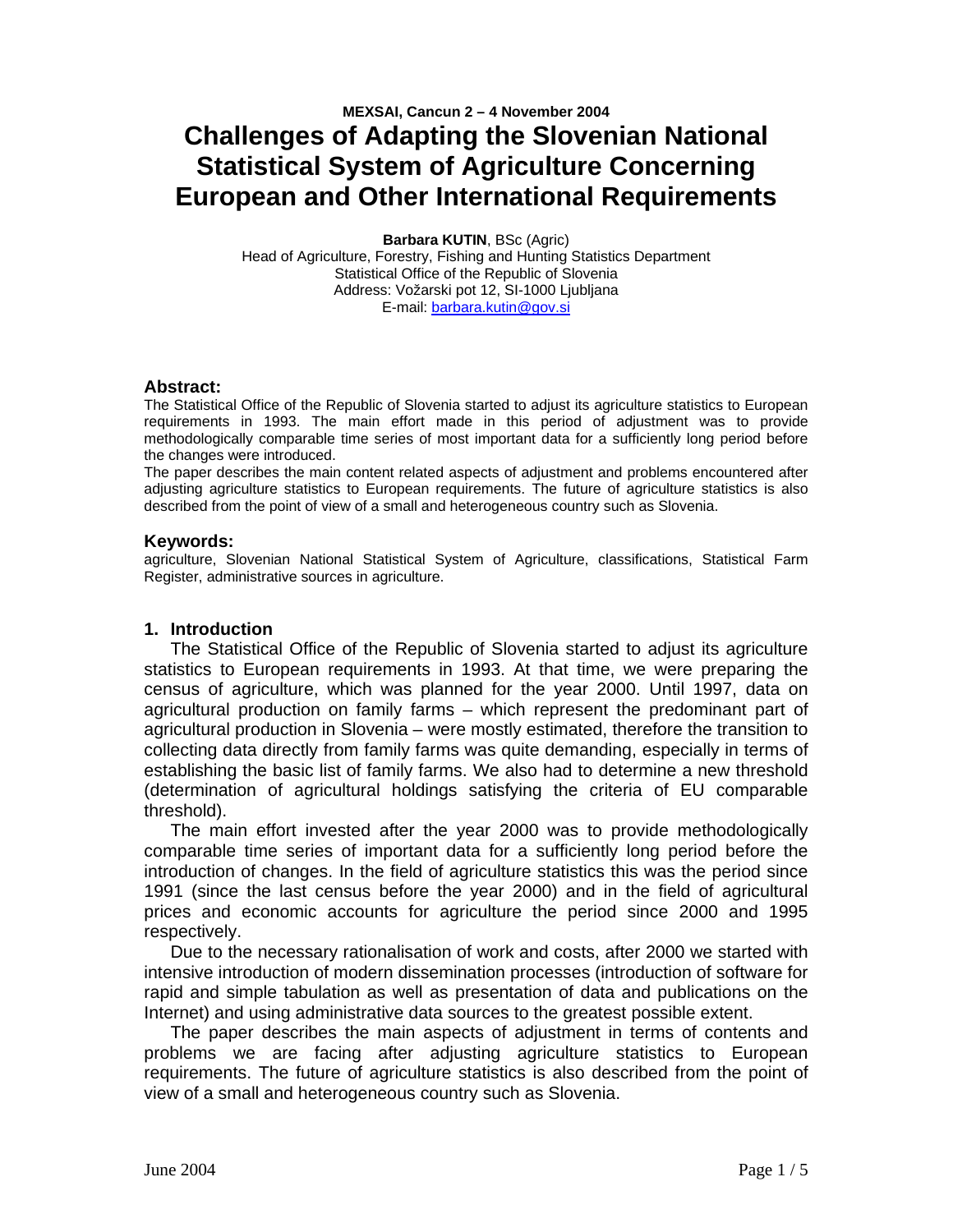**MEXSAI, Cancun 2 – 4 November 2004**

# Challenges of Adapting the Slovenian National Statistical System of Agriculture Concerning European and Other International Requirements

**Barbara KUTIN**, BSc (Agric)
Head of Agriculture, Forestry, Fishing and Hunting Statistics Department
Statistical Office of the Republic of Slovenia
Address: Vožarski pot 12, SI-1000 Ljubljana
E-mail: barbara.kutin@gov.si

### Abstract:

The Statistical Office of the Republic of Slovenia started to adjust its agriculture statistics to European requirements in 1993. The main effort made in this period of adjustment was to provide methodologically comparable time series of most important data for a sufficiently long period before the changes were introduced.

The paper describes the main content related aspects of adjustment and problems encountered after adjusting agriculture statistics to European requirements. The future of agriculture statistics is also described from the point of view of a small and heterogeneous country such as Slovenia.

### Keywords:

agriculture, Slovenian National Statistical System of Agriculture, classifications, Statistical Farm Register, administrative sources in agriculture.

## 1. Introduction

The Statistical Office of the Republic of Slovenia started to adjust its agriculture statistics to European requirements in 1993. At that time, we were preparing the census of agriculture, which was planned for the year 2000. Until 1997, data on agricultural production on family farms – which represent the predominant part of agricultural production in Slovenia – were mostly estimated, therefore the transition to collecting data directly from family farms was quite demanding, especially in terms of establishing the basic list of family farms. We also had to determine a new threshold (determination of agricultural holdings satisfying the criteria of EU comparable threshold).

The main effort invested after the year 2000 was to provide methodologically comparable time series of important data for a sufficiently long period before the introduction of changes. In the field of agriculture statistics this was the period since 1991 (since the last census before the year 2000) and in the field of agricultural prices and economic accounts for agriculture the period since 2000 and 1995 respectively.

Due to the necessary rationalisation of work and costs, after 2000 we started with intensive introduction of modern dissemination processes (introduction of software for rapid and simple tabulation as well as presentation of data and publications on the Internet) and using administrative data sources to the greatest possible extent.

The paper describes the main aspects of adjustment in terms of contents and problems we are facing after adjusting agriculture statistics to European requirements. The future of agriculture statistics is also described from the point of view of a small and heterogeneous country such as Slovenia.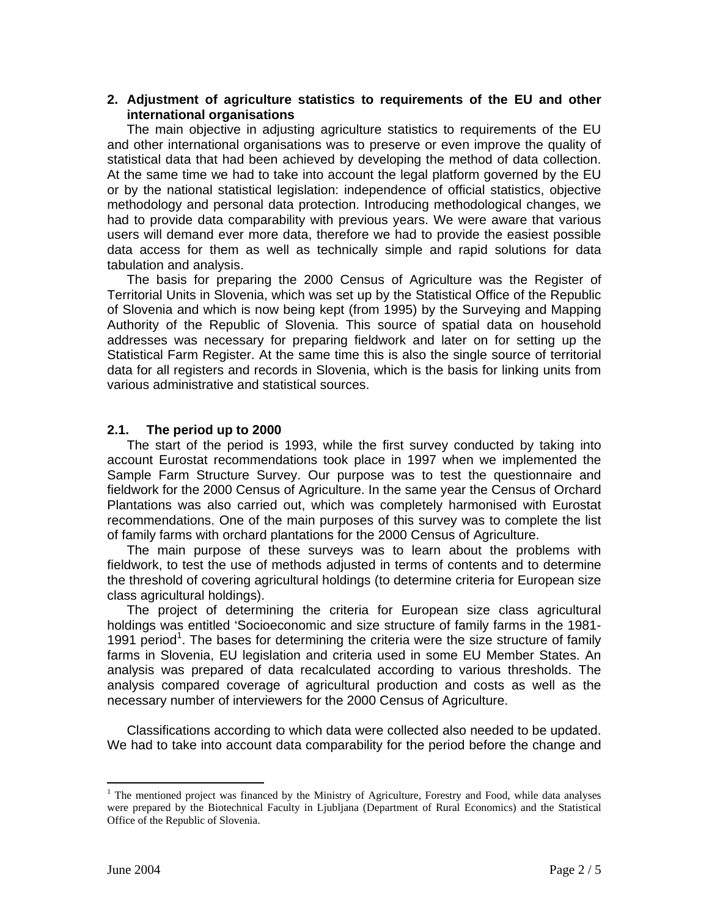## 2. Adjustment of agriculture statistics to requirements of the EU and other international organisations

The main objective in adjusting agriculture statistics to requirements of the EU and other international organisations was to preserve or even improve the quality of statistical data that had been achieved by developing the method of data collection. At the same time we had to take into account the legal platform governed by the EU or by the national statistical legislation: independence of official statistics, objective methodology and personal data protection. Introducing methodological changes, we had to provide data comparability with previous years. We were aware that various users will demand ever more data, therefore we had to provide the easiest possible data access for them as well as technically simple and rapid solutions for data tabulation and analysis.

The basis for preparing the 2000 Census of Agriculture was the Register of Territorial Units in Slovenia, which was set up by the Statistical Office of the Republic of Slovenia and which is now being kept (from 1995) by the Surveying and Mapping Authority of the Republic of Slovenia. This source of spatial data on household addresses was necessary for preparing fieldwork and later on for setting up the Statistical Farm Register. At the same time this is also the single source of territorial data for all registers and records in Slovenia, which is the basis for linking units from various administrative and statistical sources.

### 2.1. The period up to 2000

The start of the period is 1993, while the first survey conducted by taking into account Eurostat recommendations took place in 1997 when we implemented the Sample Farm Structure Survey. Our purpose was to test the questionnaire and fieldwork for the 2000 Census of Agriculture. In the same year the Census of Orchard Plantations was also carried out, which was completely harmonised with Eurostat recommendations. One of the main purposes of this survey was to complete the list of family farms with orchard plantations for the 2000 Census of Agriculture.

The main purpose of these surveys was to learn about the problems with fieldwork, to test the use of methods adjusted in terms of contents and to determine the threshold of covering agricultural holdings (to determine criteria for European size class agricultural holdings).

The project of determining the criteria for European size class agricultural holdings was entitled 'Socioeconomic and size structure of family farms in the 1981-1991 period[1]. The bases for determining the criteria were the size structure of family farms in Slovenia, EU legislation and criteria used in some EU Member States. An analysis was prepared of data recalculated according to various thresholds. The analysis compared coverage of agricultural production and costs as well as the necessary number of interviewers for the 2000 Census of Agriculture.

Classifications according to which data were collected also needed to be updated. We had to take into account data comparability for the period before the change and

---

[1] The mentioned project was financed by the Ministry of Agriculture, Forestry and Food, while data analyses were prepared by the Biotechnical Faculty in Ljubljana (Department of Rural Economics) and the Statistical Office of the Republic of Slovenia.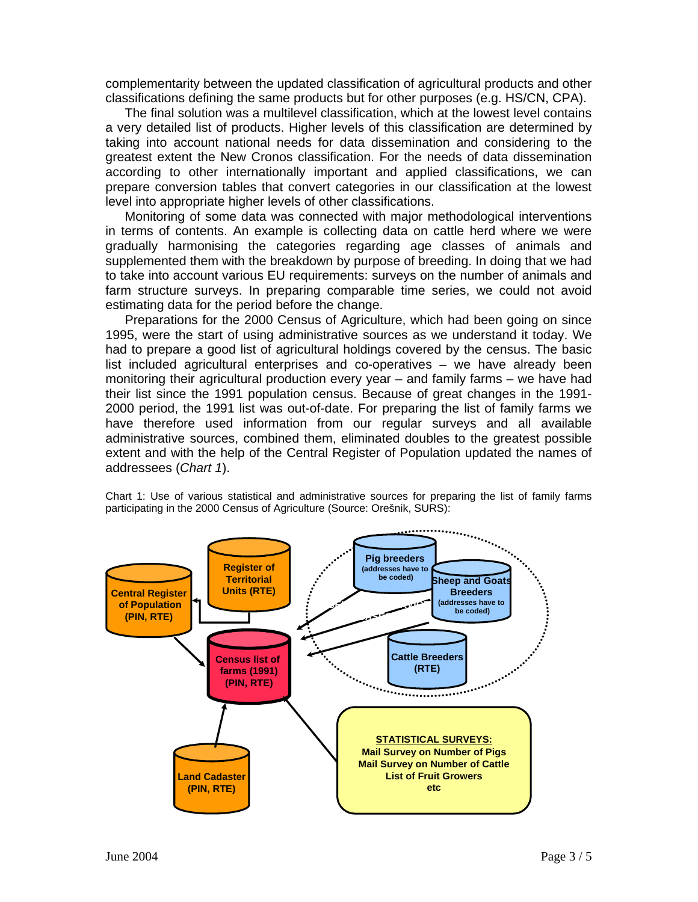complementarity between the updated classification of agricultural products and other classifications defining the same products but for other purposes (e.g. HS/CN, CPA).

The final solution was a multilevel classification, which at the lowest level contains a very detailed list of products. Higher levels of this classification are determined by taking into account national needs for data dissemination and considering to the greatest extent the New Cronos classification. For the needs of data dissemination according to other internationally important and applied classifications, we can prepare conversion tables that convert categories in our classification at the lowest level into appropriate higher levels of other classifications.

Monitoring of some data was connected with major methodological interventions in terms of contents. An example is collecting data on cattle herd where we were gradually harmonising the categories regarding age classes of animals and supplemented them with the breakdown by purpose of breeding. In doing that we had to take into account various EU requirements: surveys on the number of animals and farm structure surveys. In preparing comparable time series, we could not avoid estimating data for the period before the change.

Preparations for the 2000 Census of Agriculture, which had been going on since 1995, were the start of using administrative sources as we understand it today. We had to prepare a good list of agricultural holdings covered by the census. The basic list included agricultural enterprises and co-operatives – we have already been monitoring their agricultural production every year – and family farms – we have had their list since the 1991 population census. Because of great changes in the 1991-2000 period, the 1991 list was out-of-date. For preparing the list of family farms we have therefore used information from our regular surveys and all available administrative sources, combined them, eliminated doubles to the greatest possible extent and with the help of the Central Register of Population updated the names of addressees (*Chart 1*).

Chart 1: Use of various statistical and administrative sources for preparing the list of family farms participating in the 2000 Census of Agriculture (Source: Orešnik, SURS):

Central Register of Population (PIN, RTE)

Register of Territorial Units (RTE)

Census list of farms (1991) (PIN, RTE)

Land Cadaster (PIN, RTE)

Pig breeders (addresses have to be coded)

Sheep and Goats Breeders (addresses have to be coded)

Cattle Breeders (RTE)

**STATISTICAL SURVEYS:**
Mail Survey on Number of Pigs
Mail Survey on Number of Cattle
List of Fruit Growers
etc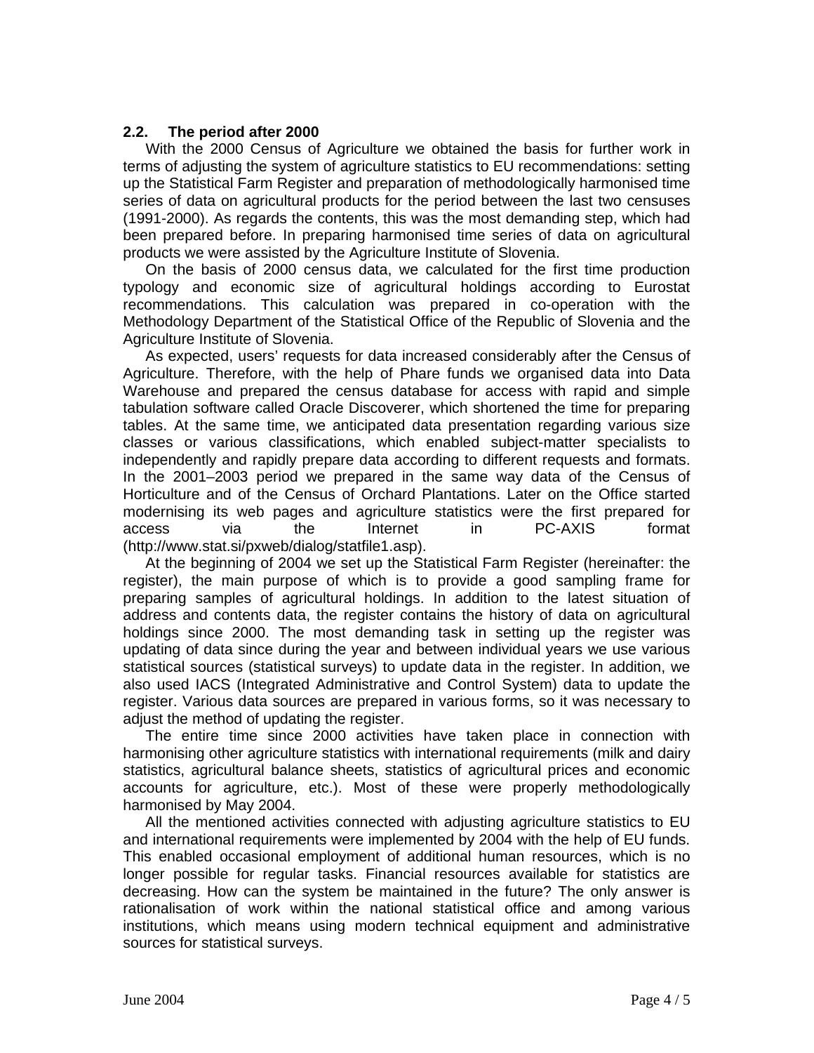### 2.2. The period after 2000

With the 2000 Census of Agriculture we obtained the basis for further work in terms of adjusting the system of agriculture statistics to EU recommendations: setting up the Statistical Farm Register and preparation of methodologically harmonised time series of data on agricultural products for the period between the last two censuses (1991-2000). As regards the contents, this was the most demanding step, which had been prepared before. In preparing harmonised time series of data on agricultural products we were assisted by the Agriculture Institute of Slovenia.

On the basis of 2000 census data, we calculated for the first time production typology and economic size of agricultural holdings according to Eurostat recommendations. This calculation was prepared in co-operation with the Methodology Department of the Statistical Office of the Republic of Slovenia and the Agriculture Institute of Slovenia.

As expected, users' requests for data increased considerably after the Census of Agriculture. Therefore, with the help of Phare funds we organised data into Data Warehouse and prepared the census database for access with rapid and simple tabulation software called Oracle Discoverer, which shortened the time for preparing tables. At the same time, we anticipated data presentation regarding various size classes or various classifications, which enabled subject-matter specialists to independently and rapidly prepare data according to different requests and formats. In the 2001–2003 period we prepared in the same way data of the Census of Horticulture and of the Census of Orchard Plantations. Later on the Office started modernising its web pages and agriculture statistics were the first prepared for access via the Internet in PC-AXIS format (http://www.stat.si/pxweb/dialog/statfile1.asp).

At the beginning of 2004 we set up the Statistical Farm Register (hereinafter: the register), the main purpose of which is to provide a good sampling frame for preparing samples of agricultural holdings. In addition to the latest situation of address and contents data, the register contains the history of data on agricultural holdings since 2000. The most demanding task in setting up the register was updating of data since during the year and between individual years we use various statistical sources (statistical surveys) to update data in the register. In addition, we also used IACS (Integrated Administrative and Control System) data to update the register. Various data sources are prepared in various forms, so it was necessary to adjust the method of updating the register.

The entire time since 2000 activities have taken place in connection with harmonising other agriculture statistics with international requirements (milk and dairy statistics, agricultural balance sheets, statistics of agricultural prices and economic accounts for agriculture, etc.). Most of these were properly methodologically harmonised by May 2004.

All the mentioned activities connected with adjusting agriculture statistics to EU and international requirements were implemented by 2004 with the help of EU funds. This enabled occasional employment of additional human resources, which is no longer possible for regular tasks. Financial resources available for statistics are decreasing. How can the system be maintained in the future? The only answer is rationalisation of work within the national statistical office and among various institutions, which means using modern technical equipment and administrative sources for statistical surveys.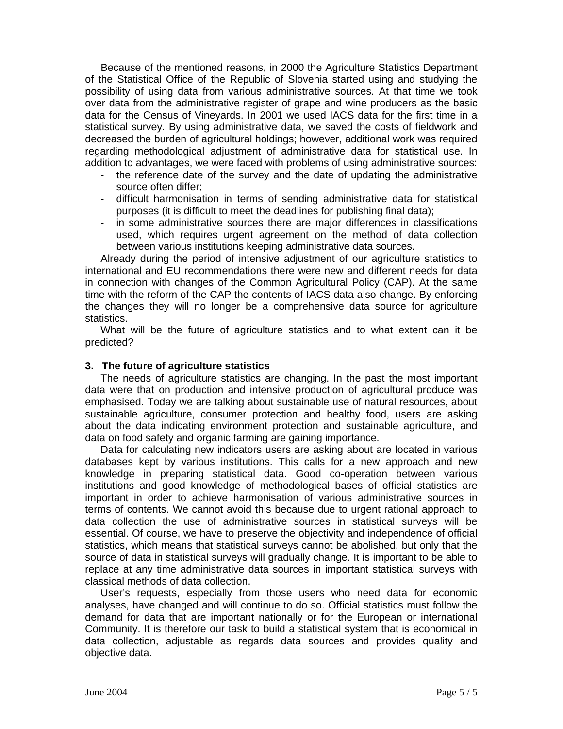Because of the mentioned reasons, in 2000 the Agriculture Statistics Department of the Statistical Office of the Republic of Slovenia started using and studying the possibility of using data from various administrative sources. At that time we took over data from the administrative register of grape and wine producers as the basic data for the Census of Vineyards. In 2001 we used IACS data for the first time in a statistical survey. By using administrative data, we saved the costs of fieldwork and decreased the burden of agricultural holdings; however, additional work was required regarding methodological adjustment of administrative data for statistical use. In addition to advantages, we were faced with problems of using administrative sources:

- the reference date of the survey and the date of updating the administrative source often differ;
- difficult harmonisation in terms of sending administrative data for statistical purposes (it is difficult to meet the deadlines for publishing final data);
- in some administrative sources there are major differences in classifications used, which requires urgent agreement on the method of data collection between various institutions keeping administrative data sources.

Already during the period of intensive adjustment of our agriculture statistics to international and EU recommendations there were new and different needs for data in connection with changes of the Common Agricultural Policy (CAP). At the same time with the reform of the CAP the contents of IACS data also change. By enforcing the changes they will no longer be a comprehensive data source for agriculture statistics.

What will be the future of agriculture statistics and to what extent can it be predicted?

### 3. The future of agriculture statistics

The needs of agriculture statistics are changing. In the past the most important data were that on production and intensive production of agricultural produce was emphasised. Today we are talking about sustainable use of natural resources, about sustainable agriculture, consumer protection and healthy food, users are asking about the data indicating environment protection and sustainable agriculture, and data on food safety and organic farming are gaining importance.

Data for calculating new indicators users are asking about are located in various databases kept by various institutions. This calls for a new approach and new knowledge in preparing statistical data. Good co-operation between various institutions and good knowledge of methodological bases of official statistics are important in order to achieve harmonisation of various administrative sources in terms of contents. We cannot avoid this because due to urgent rational approach to data collection the use of administrative sources in statistical surveys will be essential. Of course, we have to preserve the objectivity and independence of official statistics, which means that statistical surveys cannot be abolished, but only that the source of data in statistical surveys will gradually change. It is important to be able to replace at any time administrative data sources in important statistical surveys with classical methods of data collection.

User's requests, especially from those users who need data for economic analyses, have changed and will continue to do so. Official statistics must follow the demand for data that are important nationally or for the European or international Community. It is therefore our task to build a statistical system that is economical in data collection, adjustable as regards data sources and provides quality and objective data.